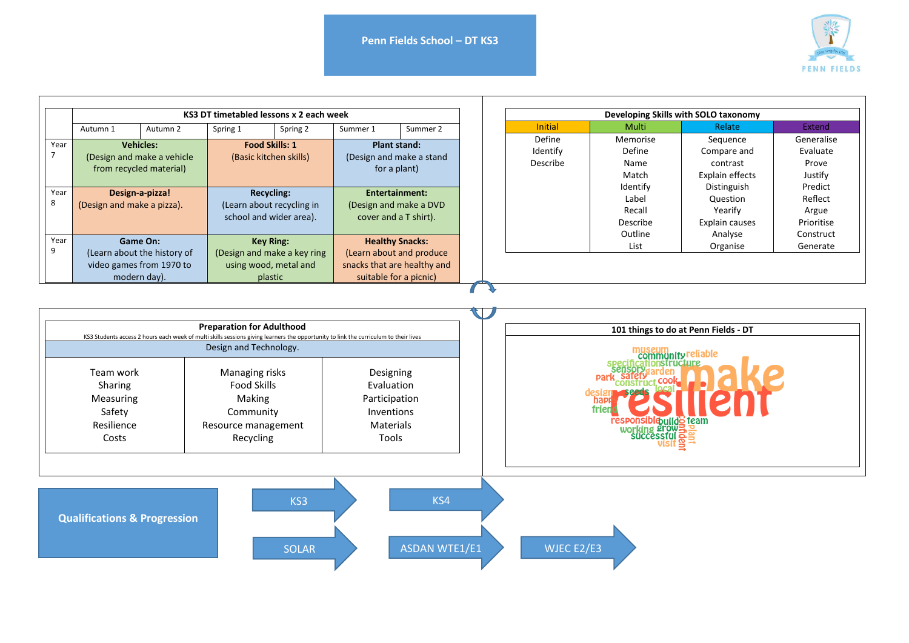# Penn Fields School – DT KS3

| | KS3 DT timetabled lessons x 2 each week | | | | | |
|---|---|---|---|---|---|---|
| | Autumn 1 | Autumn 2 | Spring 1 | Spring 2 | Summer 1 | Summer 2 |
| Year 7 | **Vehicles:** (Design and make a vehicle from recycled material) | | **Food Skills: 1** (Basic kitchen skills) | | **Plant stand:** (Design and make a stand for a plant) | |
| Year 8 | **Design-a-pizza!** (Design and make a pizza). | | **Recycling:** (Learn about recycling in school and wider area). | | **Entertainment:** (Design and make a DVD cover and a T shirt). | |
| Year 9 | **Game On:** (Learn about the history of video games from 1970 to modern day). | | **Key Ring:** (Design and make a key ring using wood, metal and plastic | | **Healthy Snacks:** (Learn about and produce snacks that are healthy and suitable for a picnic) | |

| Developing Skills with SOLO taxonomy | | | |
|---|---|---|---|
| Initial | Multi | Relate | Extend |
| Define<br>Identify<br>Describe | Memorise<br>Define<br>Name<br>Match<br>Identify<br>Label<br>Recall<br>Describe<br>Outline<br>List | Sequence<br>Compare and contrast<br>Explain effects<br>Distinguish<br>Question<br>Yearify<br>Explain causes<br>Analyse<br>Organise | Generalise<br>Evaluate<br>Prove<br>Justify<br>Predict<br>Reflect<br>Argue<br>Prioritise<br>Construct<br>Generate |

| Preparation for Adulthood | | |
|---|---|---|
| KS3 Students access 2 hours each week of multi skills sessions giving learners the opportunity to link the curriculum to their lives | | |
| Design and Technology. | | |
| Team work<br>Sharing<br>Measuring<br>Safety<br>Resilience<br>Costs | Managing risks<br>Food Skills<br>Making<br>Community<br>Resource management<br>Recycling | Designing<br>Evaluation<br>Participation<br>Inventions<br>Materials<br>Tools |

## 101 things to do at Penn Fields - DT

museum community reliable specification structure sensory garden park safety construct cook design seeds local happy friend make resilient responsible build team working grow successful visit confident plant

## Qualifications & Progression

KS3 → KS4

SOLAR → ASDAN WTE1/E1 → WJEC E2/E3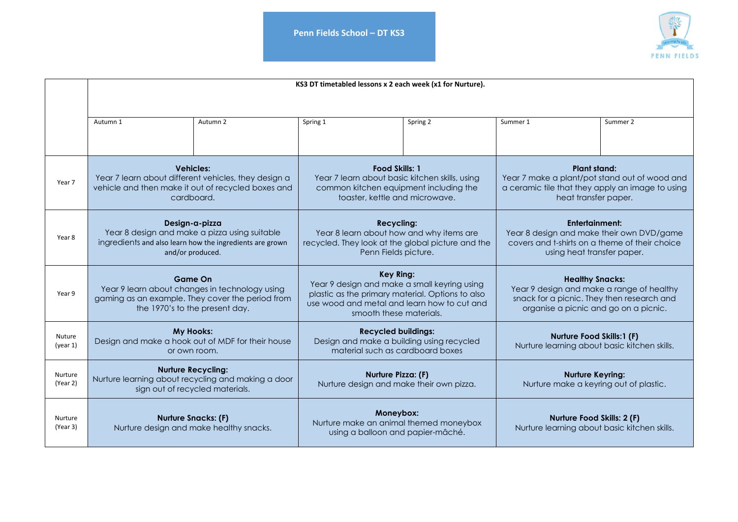# Penn Fields School – DT KS3

| | KS3 DT timetabled lessons x 2 each week (x1 for Nurture). | | | | | |
|---|---|---|---|---|---|---|
| | Autumn 1 | Autumn 2 | Spring 1 | Spring 2 | Summer 1 | Summer 2 |
| Year 7 | **Vehicles:** Year 7 learn about different vehicles, they design a vehicle and then make it out of recycled boxes and cardboard. | | **Food Skills: 1** Year 7 learn about basic kitchen skills, using common kitchen equipment including the toaster, kettle and microwave. | | **Plant stand:** Year 7 make a plant/pot stand out of wood and a ceramic tile that they apply an image to using heat transfer paper. | |
| Year 8 | **Design-a-pizza** Year 8 design and make a pizza using suitable ingredients and also learn how the ingredients are grown and/or produced. | | **Recycling:** Year 8 learn about how and why items are recycled. They look at the global picture and the Penn Fields picture. | | **Entertainment:** Year 8 design and make their own DVD/game covers and t-shirts on a theme of their choice using heat transfer paper. | |
| Year 9 | **Game On** Year 9 learn about changes in technology using gaming as an example. They cover the period from the 1970's to the present day. | | **Key Ring:** Year 9 design and make a small keyring using plastic as the primary material. Options to also use wood and metal and learn how to cut and smooth these materials. | | **Healthy Snacks:** Year 9 design and make a range of healthy snack for a picnic. They then research and organise a picnic and go on a picnic. | |
| Nuture (year 1) | **My Hooks:** Design and make a hook out of MDF for their house or own room. | | **Recycled buildings:** Design and make a building using recycled material such as cardboard boxes | | **Nurture Food Skills:1 (F)** Nurture learning about basic kitchen skills. | |
| Nurture (Year 2) | **Nurture Recycling:** Nurture learning about recycling and making a door sign out of recycled materials. | | **Nurture Pizza: (F)** Nurture design and make their own pizza. | | **Nurture Keyring:** Nurture make a keyring out of plastic. | |
| Nurture (Year 3) | **Nurture Snacks: (F)** Nurture design and make healthy snacks. | | **Moneybox:** Nurture make an animal themed moneybox using a balloon and papier-mâché. | | **Nurture Food Skills: 2 (F)** Nurture learning about basic kitchen skills. | |